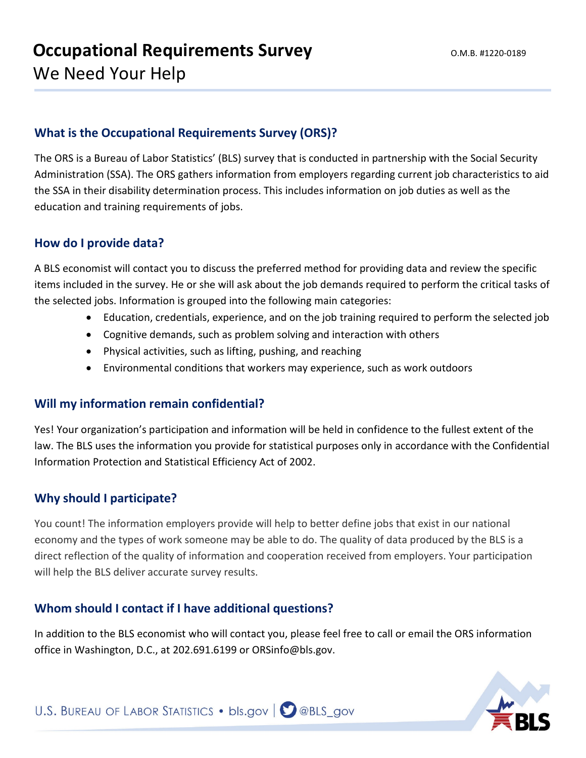# Occupational Requirements Survey

O.M.B. #1220-0189

We Need Your Help

## What is the Occupational Requirements Survey (ORS)?

The ORS is a Bureau of Labor Statistics' (BLS) survey that is conducted in partnership with the Social Security Administration (SSA). The ORS gathers information from employers regarding current job characteristics to aid the SSA in their disability determination process. This includes information on job duties as well as the education and training requirements of jobs.

## How do I provide data?

A BLS economist will contact you to discuss the preferred method for providing data and review the specific items included in the survey. He or she will ask about the job demands required to perform the critical tasks of the selected jobs. Information is grouped into the following main categories:

- Education, credentials, experience, and on the job training required to perform the selected job
- Cognitive demands, such as problem solving and interaction with others
- Physical activities, such as lifting, pushing, and reaching
- Environmental conditions that workers may experience, such as work outdoors

## Will my information remain confidential?

Yes! Your organization's participation and information will be held in confidence to the fullest extent of the law. The BLS uses the information you provide for statistical purposes only in accordance with the Confidential Information Protection and Statistical Efficiency Act of 2002.

## Why should I participate?

You count! The information employers provide will help to better define jobs that exist in our national economy and the types of work someone may be able to do. The quality of data produced by the BLS is a direct reflection of the quality of information and cooperation received from employers. Your participation will help the BLS deliver accurate survey results.

## Whom should I contact if I have additional questions?

In addition to the BLS economist who will contact you, please feel free to call or email the ORS information office in Washington, D.C., at 202.691.6199 or ORSinfo@bls.gov.

U.S. Bureau of Labor Statistics • bls.gov | @BLS_gov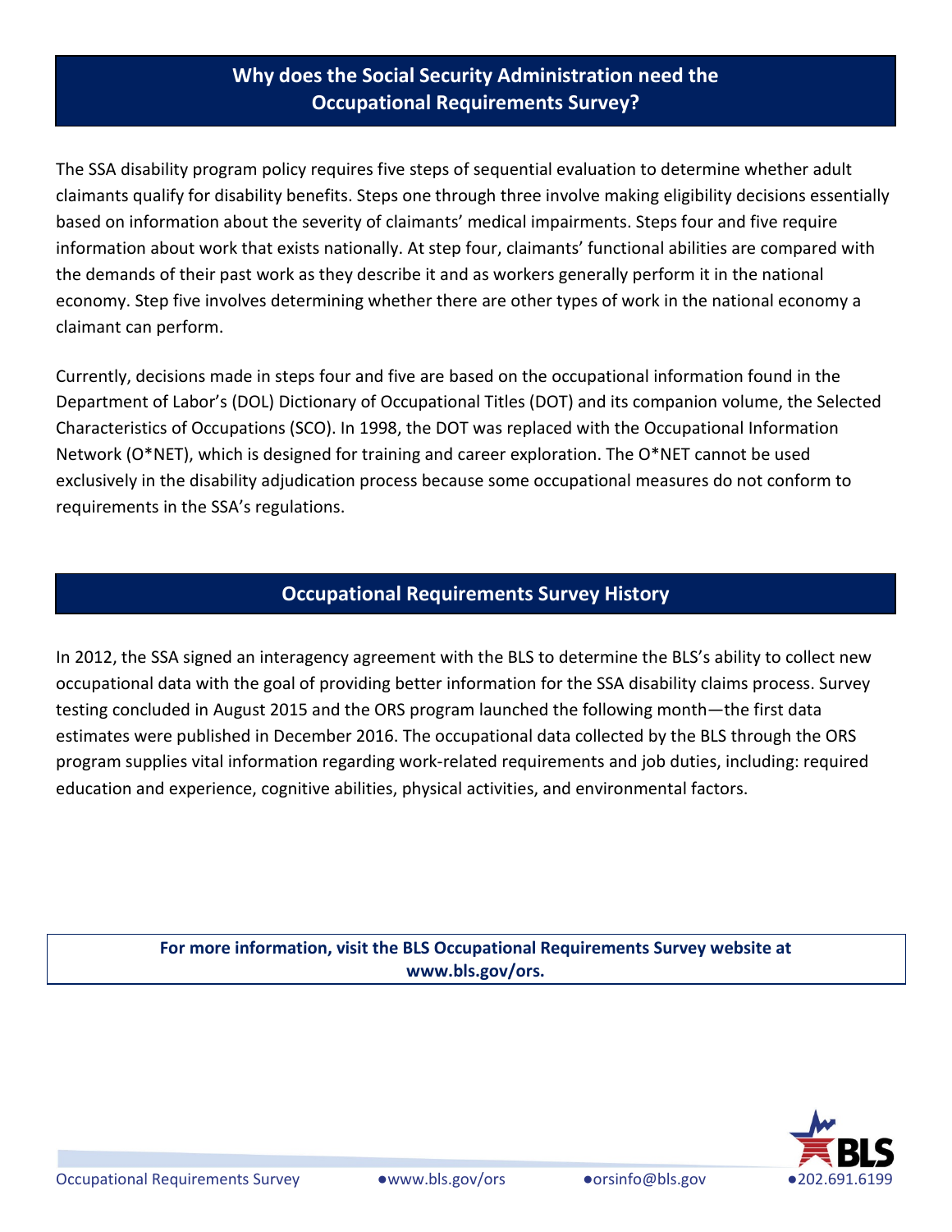## Why does the Social Security Administration need the Occupational Requirements Survey?

The SSA disability program policy requires five steps of sequential evaluation to determine whether adult claimants qualify for disability benefits. Steps one through three involve making eligibility decisions essentially based on information about the severity of claimants' medical impairments. Steps four and five require information about work that exists nationally. At step four, claimants' functional abilities are compared with the demands of their past work as they describe it and as workers generally perform it in the national economy. Step five involves determining whether there are other types of work in the national economy a claimant can perform.

Currently, decisions made in steps four and five are based on the occupational information found in the Department of Labor's (DOL) Dictionary of Occupational Titles (DOT) and its companion volume, the Selected Characteristics of Occupations (SCO). In 1998, the DOT was replaced with the Occupational Information Network (O*NET), which is designed for training and career exploration. The O*NET cannot be used exclusively in the disability adjudication process because some occupational measures do not conform to requirements in the SSA's regulations.

## Occupational Requirements Survey History

In 2012, the SSA signed an interagency agreement with the BLS to determine the BLS's ability to collect new occupational data with the goal of providing better information for the SSA disability claims process. Survey testing concluded in August 2015 and the ORS program launched the following month—the first data estimates were published in December 2016. The occupational data collected by the BLS through the ORS program supplies vital information regarding work-related requirements and job duties, including: required education and experience, cognitive abilities, physical activities, and environmental factors.

**For more information, visit the BLS Occupational Requirements Survey website at www.bls.gov/ors.**